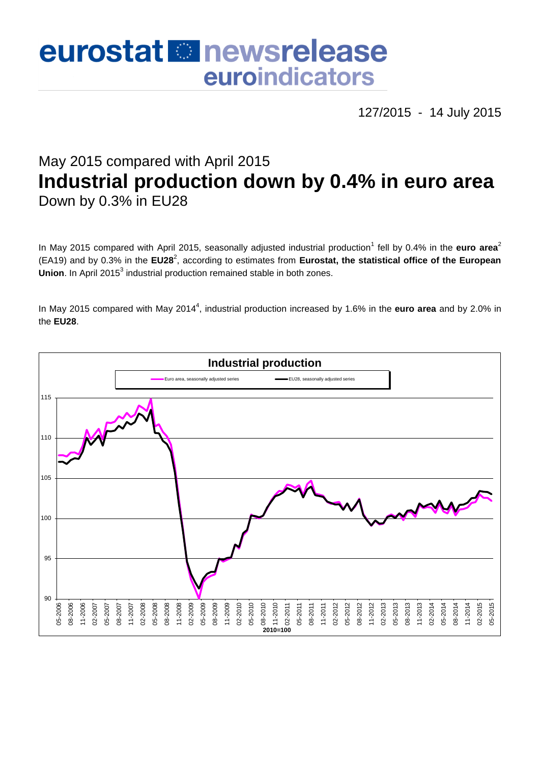# eurostat newsrelease euroindicators

127/2015 - 14 July 2015

## May 2015 compared with April 2015

# Industrial production down by 0.4% in euro area

### Down by 0.3% in EU28

In May 2015 compared with April 2015, seasonally adjusted industrial production[1] fell by 0.4% in the **euro area**[2] (EA19) and by 0.3% in the **EU28**[2], according to estimates from **Eurostat, the statistical office of the European Union**. In April 2015[3] industrial production remained stable in both zones.

In May 2015 compared with May 2014[4], industrial production increased by 1.6% in the **euro area** and by 2.0% in the **EU28**.

**Industrial production**

Euro area, seasonally adjusted series — EU28, seasonally adjusted series

2010=100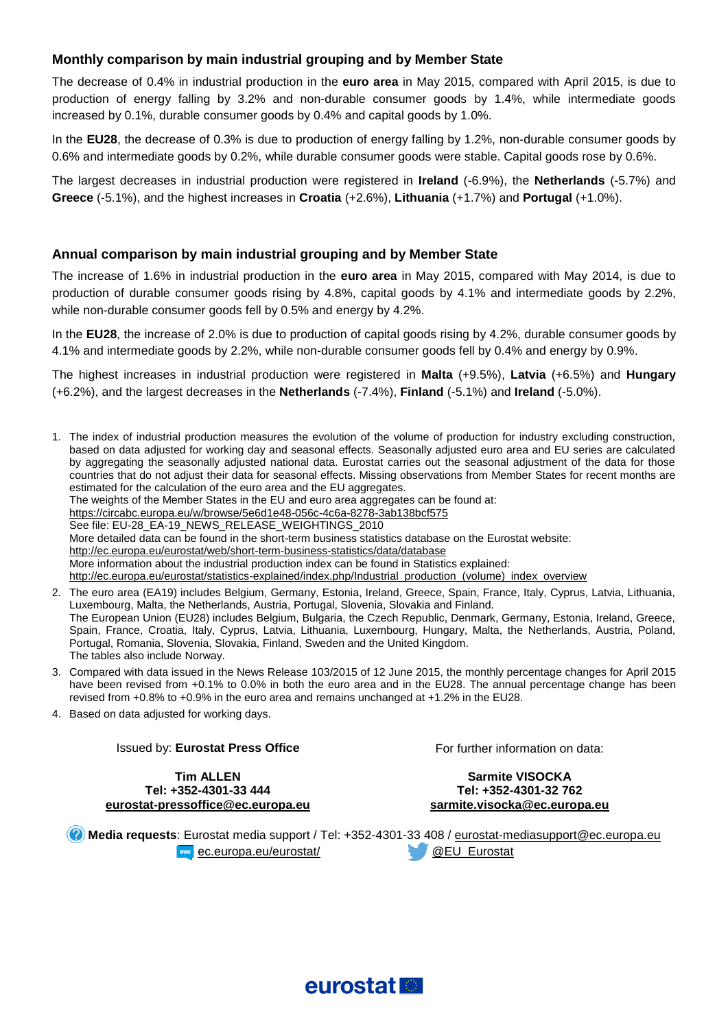## Monthly comparison by main industrial grouping and by Member State

The decrease of 0.4% in industrial production in the **euro area** in May 2015, compared with April 2015, is due to production of energy falling by 3.2% and non-durable consumer goods by 1.4%, while intermediate goods increased by 0.1%, durable consumer goods by 0.4% and capital goods by 1.0%.

In the **EU28**, the decrease of 0.3% is due to production of energy falling by 1.2%, non-durable consumer goods by 0.6% and intermediate goods by 0.2%, while durable consumer goods were stable. Capital goods rose by 0.6%.

The largest decreases in industrial production were registered in **Ireland** (-6.9%), the **Netherlands** (-5.7%) and **Greece** (-5.1%), and the highest increases in **Croatia** (+2.6%), **Lithuania** (+1.7%) and **Portugal** (+1.0%).

## Annual comparison by main industrial grouping and by Member State

The increase of 1.6% in industrial production in the **euro area** in May 2015, compared with May 2014, is due to production of durable consumer goods rising by 4.8%, capital goods by 4.1% and intermediate goods by 2.2%, while non-durable consumer goods fell by 0.5% and energy by 4.2%.

In the **EU28**, the increase of 2.0% is due to production of capital goods rising by 4.2%, durable consumer goods by 4.1% and intermediate goods by 2.2%, while non-durable consumer goods fell by 0.4% and energy by 0.9%.

The highest increases in industrial production were registered in **Malta** (+9.5%), **Latvia** (+6.5%) and **Hungary** (+6.2%), and the largest decreases in the **Netherlands** (-7.4%), **Finland** (-5.1%) and **Ireland** (-5.0%).

1. The index of industrial production measures the evolution of the volume of production for industry excluding construction, based on data adjusted for working day and seasonal effects. Seasonally adjusted euro area and EU series are calculated by aggregating the seasonally adjusted national data. Eurostat carries out the seasonal adjustment of the data for those countries that do not adjust their data for seasonal effects. Missing observations from Member States for recent months are estimated for the calculation of the euro area and the EU aggregates.
   The weights of the Member States in the EU and euro area aggregates can be found at:
   https://circabc.europa.eu/w/browse/5e6d1e48-056c-4c6a-8278-3ab138bcf575
   See file: EU-28_EA-19_NEWS_RELEASE_WEIGHTINGS_2010
   More detailed data can be found in the short-term business statistics database on the Eurostat website:
   http://ec.europa.eu/eurostat/web/short-term-business-statistics/data/database
   More information about the industrial production index can be found in Statistics explained:
   http://ec.europa.eu/eurostat/statistics-explained/index.php/Industrial_production_(volume)_index_overview
2. The euro area (EA19) includes Belgium, Germany, Estonia, Ireland, Greece, Spain, France, Italy, Cyprus, Latvia, Lithuania, Luxembourg, Malta, the Netherlands, Austria, Portugal, Slovenia, Slovakia and Finland.
   The European Union (EU28) includes Belgium, Bulgaria, the Czech Republic, Denmark, Germany, Estonia, Ireland, Greece, Spain, France, Croatia, Italy, Cyprus, Latvia, Lithuania, Luxembourg, Hungary, Malta, the Netherlands, Austria, Poland, Portugal, Romania, Slovenia, Slovakia, Finland, Sweden and the United Kingdom.
   The tables also include Norway.
3. Compared with data issued in the News Release 103/2015 of 12 June 2015, the monthly percentage changes for April 2015 have been revised from +0.1% to 0.0% in both the euro area and in the EU28. The annual percentage change has been revised from +0.8% to +0.9% in the euro area and remains unchanged at +1.2% in the EU28.
4. Based on data adjusted for working days.

Issued by: **Eurostat Press Office**

**Tim ALLEN**
**Tel: +352-4301-33 444**
**eurostat-pressoffice@ec.europa.eu**

For further information on data:

**Sarmite VISOCKA**
**Tel: +352-4301-32 762**
**sarmite.visocka@ec.europa.eu**

**Media requests**: Eurostat media support / Tel: +352-4301-33 408 / eurostat-mediasupport@ec.europa.eu

ec.europa.eu/eurostat/ @EU_Eurostat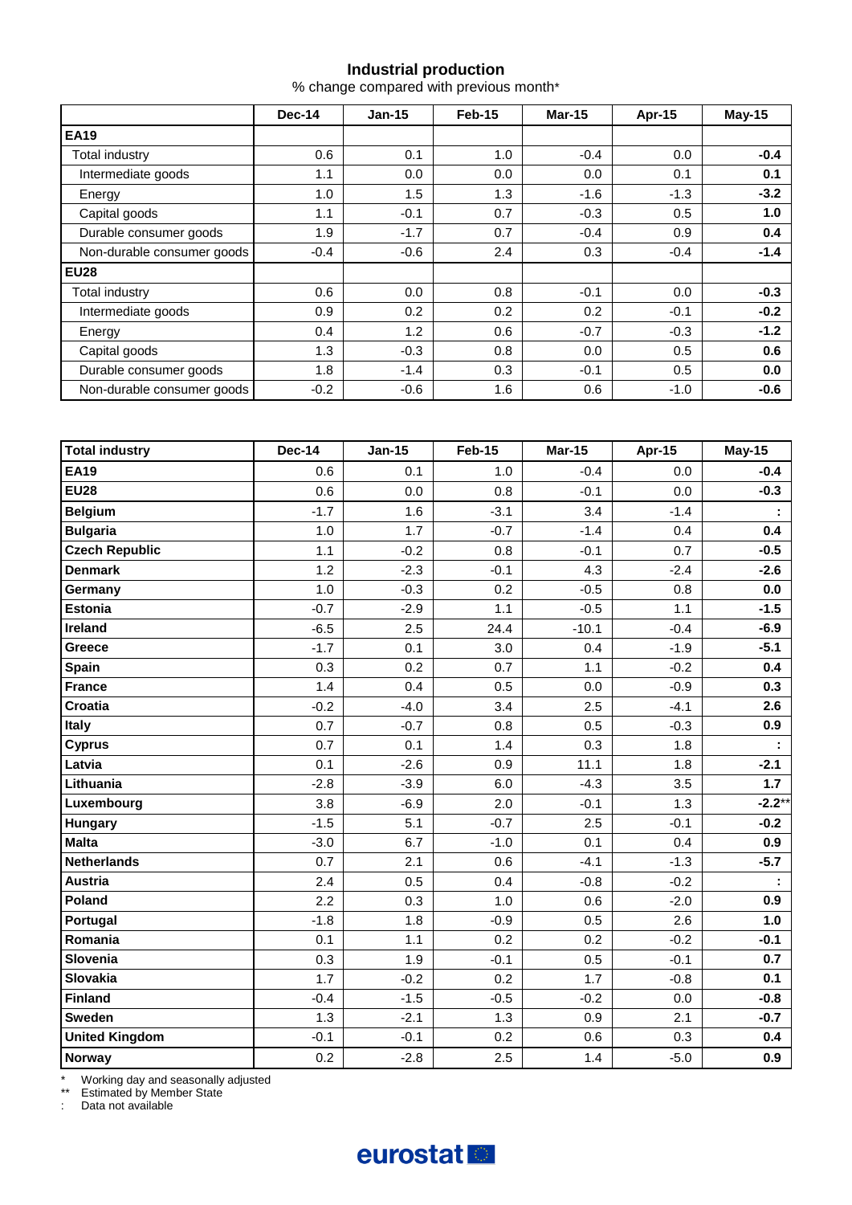## Industrial production

% change compared with previous month*

| | Dec-14 | Jan-15 | Feb-15 | Mar-15 | Apr-15 | May-15 |
|---|---|---|---|---|---|---|
| **EA19** | | | | | | |
| Total industry | 0.6 | 0.1 | 1.0 | -0.4 | 0.0 | **-0.4** |
| Intermediate goods | 1.1 | 0.0 | 0.0 | 0.0 | 0.1 | **0.1** |
| Energy | 1.0 | 1.5 | 1.3 | -1.6 | -1.3 | **-3.2** |
| Capital goods | 1.1 | -0.1 | 0.7 | -0.3 | 0.5 | **1.0** |
| Durable consumer goods | 1.9 | -1.7 | 0.7 | -0.4 | 0.9 | **0.4** |
| Non-durable consumer goods | -0.4 | -0.6 | 2.4 | 0.3 | -0.4 | **-1.4** |
| **EU28** | | | | | | |
| Total industry | 0.6 | 0.0 | 0.8 | -0.1 | 0.0 | **-0.3** |
| Intermediate goods | 0.9 | 0.2 | 0.2 | 0.2 | -0.1 | **-0.2** |
| Energy | 0.4 | 1.2 | 0.6 | -0.7 | -0.3 | **-1.2** |
| Capital goods | 1.3 | -0.3 | 0.8 | 0.0 | 0.5 | **0.6** |
| Durable consumer goods | 1.8 | -1.4 | 0.3 | -0.1 | 0.5 | **0.0** |
| Non-durable consumer goods | -0.2 | -0.6 | 1.6 | 0.6 | -1.0 | **-0.6** |

| **Total industry** | Dec-14 | Jan-15 | Feb-15 | Mar-15 | Apr-15 | May-15 |
|---|---|---|---|---|---|---|
| **EA19** | 0.6 | 0.1 | 1.0 | -0.4 | 0.0 | **-0.4** |
| **EU28** | 0.6 | 0.0 | 0.8 | -0.1 | 0.0 | **-0.3** |
| **Belgium** | -1.7 | 1.6 | -3.1 | 3.4 | -1.4 | **:** |
| **Bulgaria** | 1.0 | 1.7 | -0.7 | -1.4 | 0.4 | **0.4** |
| **Czech Republic** | 1.1 | -0.2 | 0.8 | -0.1 | 0.7 | **-0.5** |
| **Denmark** | 1.2 | -2.3 | -0.1 | 4.3 | -2.4 | **-2.6** |
| **Germany** | 1.0 | -0.3 | 0.2 | -0.5 | 0.8 | **0.0** |
| **Estonia** | -0.7 | -2.9 | 1.1 | -0.5 | 1.1 | **-1.5** |
| **Ireland** | -6.5 | 2.5 | 24.4 | -10.1 | -0.4 | **-6.9** |
| **Greece** | -1.7 | 0.1 | 3.0 | 0.4 | -1.9 | **-5.1** |
| **Spain** | 0.3 | 0.2 | 0.7 | 1.1 | -0.2 | **0.4** |
| **France** | 1.4 | 0.4 | 0.5 | 0.0 | -0.9 | **0.3** |
| **Croatia** | -0.2 | -4.0 | 3.4 | 2.5 | -4.1 | **2.6** |
| **Italy** | 0.7 | -0.7 | 0.8 | 0.5 | -0.3 | **0.9** |
| **Cyprus** | 0.7 | 0.1 | 1.4 | 0.3 | 1.8 | **:** |
| **Latvia** | 0.1 | -2.6 | 0.9 | 11.1 | 1.8 | **-2.1** |
| **Lithuania** | -2.8 | -3.9 | 6.0 | -4.3 | 3.5 | **1.7** |
| **Luxembourg** | 3.8 | -6.9 | 2.0 | -0.1 | 1.3 | **-2.2**** |
| **Hungary** | -1.5 | 5.1 | -0.7 | 2.5 | -0.1 | **-0.2** |
| **Malta** | -3.0 | 6.7 | -1.0 | 0.1 | 0.4 | **0.9** |
| **Netherlands** | 0.7 | 2.1 | 0.6 | -4.1 | -1.3 | **-5.7** |
| **Austria** | 2.4 | 0.5 | 0.4 | -0.8 | -0.2 | **:** |
| **Poland** | 2.2 | 0.3 | 1.0 | 0.6 | -2.0 | **0.9** |
| **Portugal** | -1.8 | 1.8 | -0.9 | 0.5 | 2.6 | **1.0** |
| **Romania** | 0.1 | 1.1 | 0.2 | 0.2 | -0.2 | **-0.1** |
| **Slovenia** | 0.3 | 1.9 | -0.1 | 0.5 | -0.1 | **0.7** |
| **Slovakia** | 1.7 | -0.2 | 0.2 | 1.7 | -0.8 | **0.1** |
| **Finland** | -0.4 | -1.5 | -0.5 | -0.2 | 0.0 | **-0.8** |
| **Sweden** | 1.3 | -2.1 | 1.3 | 0.9 | 2.1 | **-0.7** |
| **United Kingdom** | -0.1 | -0.1 | 0.2 | 0.6 | 0.3 | **0.4** |
| **Norway** | 0.2 | -2.8 | 2.5 | 1.4 | -5.0 | **0.9** |

\* Working day and seasonally adjusted

** Estimated by Member State

: Data not available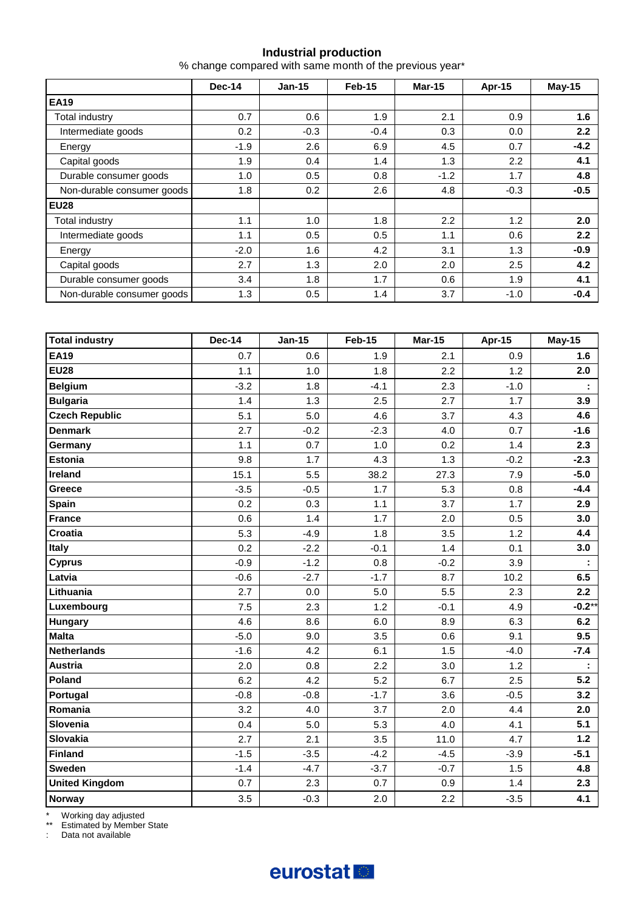## Industrial production

% change compared with same month of the previous year*

| | Dec-14 | Jan-15 | Feb-15 | Mar-15 | Apr-15 | May-15 |
|---|---|---|---|---|---|---|
| **EA19** | | | | | | |
| Total industry | 0.7 | 0.6 | 1.9 | 2.1 | 0.9 | **1.6** |
| Intermediate goods | 0.2 | -0.3 | -0.4 | 0.3 | 0.0 | **2.2** |
| Energy | -1.9 | 2.6 | 6.9 | 4.5 | 0.7 | **-4.2** |
| Capital goods | 1.9 | 0.4 | 1.4 | 1.3 | 2.2 | **4.1** |
| Durable consumer goods | 1.0 | 0.5 | 0.8 | -1.2 | 1.7 | **4.8** |
| Non-durable consumer goods | 1.8 | 0.2 | 2.6 | 4.8 | -0.3 | **-0.5** |
| **EU28** | | | | | | |
| Total industry | 1.1 | 1.0 | 1.8 | 2.2 | 1.2 | **2.0** |
| Intermediate goods | 1.1 | 0.5 | 0.5 | 1.1 | 0.6 | **2.2** |
| Energy | -2.0 | 1.6 | 4.2 | 3.1 | 1.3 | **-0.9** |
| Capital goods | 2.7 | 1.3 | 2.0 | 2.0 | 2.5 | **4.2** |
| Durable consumer goods | 3.4 | 1.8 | 1.7 | 0.6 | 1.9 | **4.1** |
| Non-durable consumer goods | 1.3 | 0.5 | 1.4 | 3.7 | -1.0 | **-0.4** |

| **Total industry** | Dec-14 | Jan-15 | Feb-15 | Mar-15 | Apr-15 | May-15 |
|---|---|---|---|---|---|---|
| **EA19** | 0.7 | 0.6 | 1.9 | 2.1 | 0.9 | **1.6** |
| **EU28** | 1.1 | 1.0 | 1.8 | 2.2 | 1.2 | **2.0** |
| **Belgium** | -3.2 | 1.8 | -4.1 | 2.3 | -1.0 | **:** |
| **Bulgaria** | 1.4 | 1.3 | 2.5 | 2.7 | 1.7 | **3.9** |
| **Czech Republic** | 5.1 | 5.0 | 4.6 | 3.7 | 4.3 | **4.6** |
| **Denmark** | 2.7 | -0.2 | -2.3 | 4.0 | 0.7 | **-1.6** |
| **Germany** | 1.1 | 0.7 | 1.0 | 0.2 | 1.4 | **2.3** |
| **Estonia** | 9.8 | 1.7 | 4.3 | 1.3 | -0.2 | **-2.3** |
| **Ireland** | 15.1 | 5.5 | 38.2 | 27.3 | 7.9 | **-5.0** |
| **Greece** | -3.5 | -0.5 | 1.7 | 5.3 | 0.8 | **-4.4** |
| **Spain** | 0.2 | 0.3 | 1.1 | 3.7 | 1.7 | **2.9** |
| **France** | 0.6 | 1.4 | 1.7 | 2.0 | 0.5 | **3.0** |
| **Croatia** | 5.3 | -4.9 | 1.8 | 3.5 | 1.2 | **4.4** |
| **Italy** | 0.2 | -2.2 | -0.1 | 1.4 | 0.1 | **3.0** |
| **Cyprus** | -0.9 | -1.2 | 0.8 | -0.2 | 3.9 | **:** |
| **Latvia** | -0.6 | -2.7 | -1.7 | 8.7 | 10.2 | **6.5** |
| **Lithuania** | 2.7 | 0.0 | 5.0 | 5.5 | 2.3 | **2.2** |
| **Luxembourg** | 7.5 | 2.3 | 1.2 | -0.1 | 4.9 | **-0.2****|
| **Hungary** | 4.6 | 8.6 | 6.0 | 8.9 | 6.3 | **6.2** |
| **Malta** | -5.0 | 9.0 | 3.5 | 0.6 | 9.1 | **9.5** |
| **Netherlands** | -1.6 | 4.2 | 6.1 | 1.5 | -4.0 | **-7.4** |
| **Austria** | 2.0 | 0.8 | 2.2 | 3.0 | 1.2 | **:** |
| **Poland** | 6.2 | 4.2 | 5.2 | 6.7 | 2.5 | **5.2** |
| **Portugal** | -0.8 | -0.8 | -1.7 | 3.6 | -0.5 | **3.2** |
| **Romania** | 3.2 | 4.0 | 3.7 | 2.0 | 4.4 | **2.0** |
| **Slovenia** | 0.4 | 5.0 | 5.3 | 4.0 | 4.1 | **5.1** |
| **Slovakia** | 2.7 | 2.1 | 3.5 | 11.0 | 4.7 | **1.2** |
| **Finland** | -1.5 | -3.5 | -4.2 | -4.5 | -3.9 | **-5.1** |
| **Sweden** | -1.4 | -4.7 | -3.7 | -0.7 | 1.5 | **4.8** |
| **United Kingdom** | 0.7 | 2.3 | 0.7 | 0.9 | 1.4 | **2.3** |
| **Norway** | 3.5 | -0.3 | 2.0 | 2.2 | -3.5 | **4.1** |

\* Working day adjusted
\** Estimated by Member State
: Data not available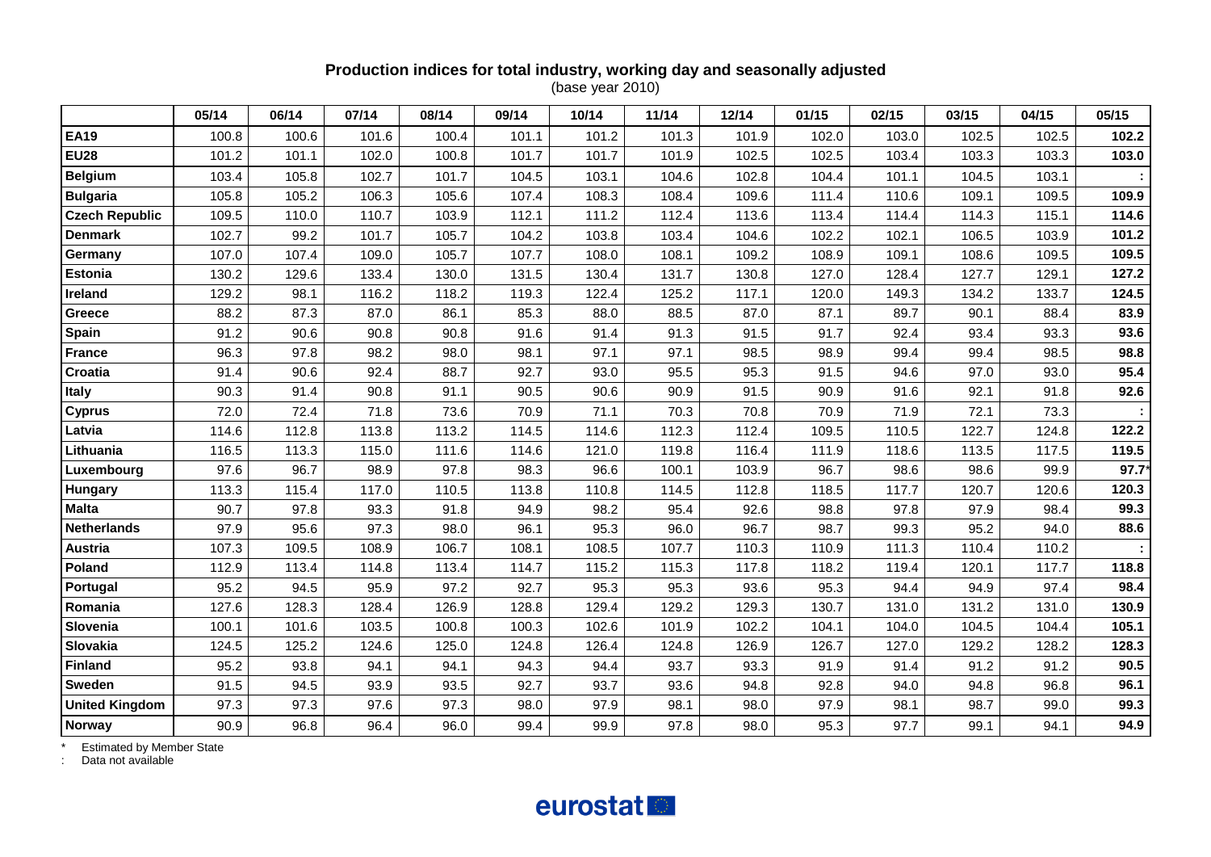**Production indices for total industry, working day and seasonally adjusted**

(base year 2010)

| | 05/14 | 06/14 | 07/14 | 08/14 | 09/14 | 10/14 | 11/14 | 12/14 | 01/15 | 02/15 | 03/15 | 04/15 | 05/15 |
|---|---|---|---|---|---|---|---|---|---|---|---|---|---|
| **EA19** | 100.8 | 100.6 | 101.6 | 100.4 | 101.1 | 101.2 | 101.3 | 101.9 | 102.0 | 103.0 | 102.5 | 102.5 | **102.2** |
| **EU28** | 101.2 | 101.1 | 102.0 | 100.8 | 101.7 | 101.7 | 101.9 | 102.5 | 102.5 | 103.4 | 103.3 | 103.3 | **103.0** |
| **Belgium** | 103.4 | 105.8 | 102.7 | 101.7 | 104.5 | 103.1 | 104.6 | 102.8 | 104.4 | 101.1 | 104.5 | 103.1 | **:** |
| **Bulgaria** | 105.8 | 105.2 | 106.3 | 105.6 | 107.4 | 108.3 | 108.4 | 109.6 | 111.4 | 110.6 | 109.1 | 109.5 | **109.9** |
| **Czech Republic** | 109.5 | 110.0 | 110.7 | 103.9 | 112.1 | 111.2 | 112.4 | 113.6 | 113.4 | 114.4 | 114.3 | 115.1 | **114.6** |
| **Denmark** | 102.7 | 99.2 | 101.7 | 105.7 | 104.2 | 103.8 | 103.4 | 104.6 | 102.2 | 102.1 | 106.5 | 103.9 | **101.2** |
| **Germany** | 107.0 | 107.4 | 109.0 | 105.7 | 107.7 | 108.0 | 108.1 | 109.2 | 108.9 | 109.1 | 108.6 | 109.5 | **109.5** |
| **Estonia** | 130.2 | 129.6 | 133.4 | 130.0 | 131.5 | 130.4 | 131.7 | 130.8 | 127.0 | 128.4 | 127.7 | 129.1 | **127.2** |
| **Ireland** | 129.2 | 98.1 | 116.2 | 118.2 | 119.3 | 122.4 | 125.2 | 117.1 | 120.0 | 149.3 | 134.2 | 133.7 | **124.5** |
| **Greece** | 88.2 | 87.3 | 87.0 | 86.1 | 85.3 | 88.0 | 88.5 | 87.0 | 87.1 | 89.7 | 90.1 | 88.4 | **83.9** |
| **Spain** | 91.2 | 90.6 | 90.8 | 90.8 | 91.6 | 91.4 | 91.3 | 91.5 | 91.7 | 92.4 | 93.4 | 93.3 | **93.6** |
| **France** | 96.3 | 97.8 | 98.2 | 98.0 | 98.1 | 97.1 | 97.1 | 98.5 | 98.9 | 99.4 | 99.4 | 98.5 | **98.8** |
| **Croatia** | 91.4 | 90.6 | 92.4 | 88.7 | 92.7 | 93.0 | 95.5 | 95.3 | 91.5 | 94.6 | 97.0 | 93.0 | **95.4** |
| **Italy** | 90.3 | 91.4 | 90.8 | 91.1 | 90.5 | 90.6 | 90.9 | 91.5 | 90.9 | 91.6 | 92.1 | 91.8 | **92.6** |
| **Cyprus** | 72.0 | 72.4 | 71.8 | 73.6 | 70.9 | 71.1 | 70.3 | 70.8 | 70.9 | 71.9 | 72.1 | 73.3 | **:** |
| **Latvia** | 114.6 | 112.8 | 113.8 | 113.2 | 114.5 | 114.6 | 112.3 | 112.4 | 109.5 | 110.5 | 122.7 | 124.8 | **122.2** |
| **Lithuania** | 116.5 | 113.3 | 115.0 | 111.6 | 114.6 | 121.0 | 119.8 | 116.4 | 111.9 | 118.6 | 113.5 | 117.5 | **119.5** |
| **Luxembourg** | 97.6 | 96.7 | 98.9 | 97.8 | 98.3 | 96.6 | 100.1 | 103.9 | 96.7 | 98.6 | 98.6 | 99.9 | **97.7*** |
| **Hungary** | 113.3 | 115.4 | 117.0 | 110.5 | 113.8 | 110.8 | 114.5 | 112.8 | 118.5 | 117.7 | 120.7 | 120.6 | **120.3** |
| **Malta** | 90.7 | 97.8 | 93.3 | 91.8 | 94.9 | 98.2 | 95.4 | 92.6 | 98.8 | 97.8 | 97.9 | 98.4 | **99.3** |
| **Netherlands** | 97.9 | 95.6 | 97.3 | 98.0 | 96.1 | 95.3 | 96.0 | 96.7 | 98.7 | 99.3 | 95.2 | 94.0 | **88.6** |
| **Austria** | 107.3 | 109.5 | 108.9 | 106.7 | 108.1 | 108.5 | 107.7 | 110.3 | 110.9 | 111.3 | 110.4 | 110.2 | **:** |
| **Poland** | 112.9 | 113.4 | 114.8 | 113.4 | 114.7 | 115.2 | 115.3 | 117.8 | 118.2 | 119.4 | 120.1 | 117.7 | **118.8** |
| **Portugal** | 95.2 | 94.5 | 95.9 | 97.2 | 92.7 | 95.3 | 95.3 | 93.6 | 95.3 | 94.4 | 94.9 | 97.4 | **98.4** |
| **Romania** | 127.6 | 128.3 | 128.4 | 126.9 | 128.8 | 129.4 | 129.2 | 129.3 | 130.7 | 131.0 | 131.2 | 131.0 | **130.9** |
| **Slovenia** | 100.1 | 101.6 | 103.5 | 100.8 | 100.3 | 102.6 | 101.9 | 102.2 | 104.1 | 104.0 | 104.5 | 104.4 | **105.1** |
| **Slovakia** | 124.5 | 125.2 | 124.6 | 125.0 | 124.8 | 126.4 | 124.8 | 126.9 | 126.7 | 127.0 | 129.2 | 128.2 | **128.3** |
| **Finland** | 95.2 | 93.8 | 94.1 | 94.1 | 94.3 | 94.4 | 93.7 | 93.3 | 91.9 | 91.4 | 91.2 | 91.2 | **90.5** |
| **Sweden** | 91.5 | 94.5 | 93.9 | 93.5 | 92.7 | 93.7 | 93.6 | 94.8 | 92.8 | 94.0 | 94.8 | 96.8 | **96.1** |
| **United Kingdom** | 97.3 | 97.3 | 97.6 | 97.3 | 98.0 | 97.9 | 98.1 | 98.0 | 97.9 | 98.1 | 98.7 | 99.0 | **99.3** |
| **Norway** | 90.9 | 96.8 | 96.4 | 96.0 | 99.4 | 99.9 | 97.8 | 98.0 | 95.3 | 97.7 | 99.1 | 94.1 | **94.9** |

\* Estimated by Member State

: Data not available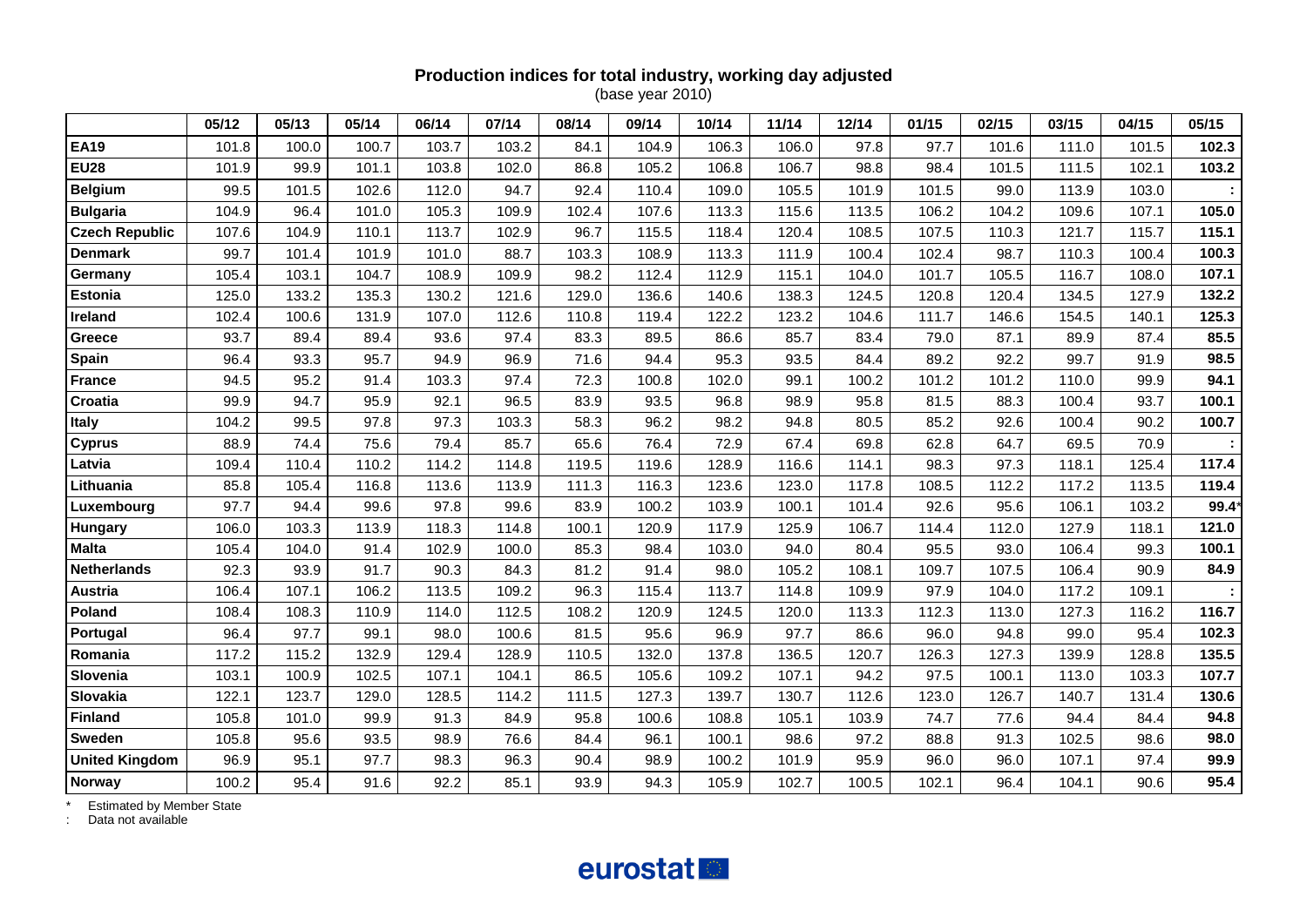**Production indices for total industry, working day adjusted**
(base year 2010)

| | 05/12 | 05/13 | 05/14 | 06/14 | 07/14 | 08/14 | 09/14 | 10/14 | 11/14 | 12/14 | 01/15 | 02/15 | 03/15 | 04/15 | 05/15 |
|---|---|---|---|---|---|---|---|---|---|---|---|---|---|---|---|
| **EA19** | 101.8 | 100.0 | 100.7 | 103.7 | 103.2 | 84.1 | 104.9 | 106.3 | 106.0 | 97.8 | 97.7 | 101.6 | 111.0 | 101.5 | **102.3** |
| **EU28** | 101.9 | 99.9 | 101.1 | 103.8 | 102.0 | 86.8 | 105.2 | 106.8 | 106.7 | 98.8 | 98.4 | 101.5 | 111.5 | 102.1 | **103.2** |
| **Belgium** | 99.5 | 101.5 | 102.6 | 112.0 | 94.7 | 92.4 | 110.4 | 109.0 | 105.5 | 101.9 | 101.5 | 99.0 | 113.9 | 103.0 | **:** |
| **Bulgaria** | 104.9 | 96.4 | 101.0 | 105.3 | 109.9 | 102.4 | 107.6 | 113.3 | 115.6 | 113.5 | 106.2 | 104.2 | 109.6 | 107.1 | **105.0** |
| **Czech Republic** | 107.6 | 104.9 | 110.1 | 113.7 | 102.9 | 96.7 | 115.5 | 118.4 | 120.4 | 108.5 | 107.5 | 110.3 | 121.7 | 115.7 | **115.1** |
| **Denmark** | 99.7 | 101.4 | 101.9 | 101.0 | 88.7 | 103.3 | 108.9 | 113.3 | 111.9 | 100.4 | 102.4 | 98.7 | 110.3 | 100.4 | **100.3** |
| **Germany** | 105.4 | 103.1 | 104.7 | 108.9 | 109.9 | 98.2 | 112.4 | 112.9 | 115.1 | 104.0 | 101.7 | 105.5 | 116.7 | 108.0 | **107.1** |
| **Estonia** | 125.0 | 133.2 | 135.3 | 130.2 | 121.6 | 129.0 | 136.6 | 140.6 | 138.3 | 124.5 | 120.8 | 120.4 | 134.5 | 127.9 | **132.2** |
| **Ireland** | 102.4 | 100.6 | 131.9 | 107.0 | 112.6 | 110.8 | 119.4 | 122.2 | 123.2 | 104.6 | 111.7 | 146.6 | 154.5 | 140.1 | **125.3** |
| **Greece** | 93.7 | 89.4 | 89.4 | 93.6 | 97.4 | 83.3 | 89.5 | 86.6 | 85.7 | 83.4 | 79.0 | 87.1 | 89.9 | 87.4 | **85.5** |
| **Spain** | 96.4 | 93.3 | 95.7 | 94.9 | 96.9 | 71.6 | 94.4 | 95.3 | 93.5 | 84.4 | 89.2 | 92.2 | 99.7 | 91.9 | **98.5** |
| **France** | 94.5 | 95.2 | 91.4 | 103.3 | 97.4 | 72.3 | 100.8 | 102.0 | 99.1 | 100.2 | 101.2 | 101.2 | 110.0 | 99.9 | **94.1** |
| **Croatia** | 99.9 | 94.7 | 95.9 | 92.1 | 96.5 | 83.9 | 93.5 | 96.8 | 98.9 | 95.8 | 81.5 | 88.3 | 100.4 | 93.7 | **100.1** |
| **Italy** | 104.2 | 99.5 | 97.8 | 97.3 | 103.3 | 58.3 | 96.2 | 98.2 | 94.8 | 80.5 | 85.2 | 92.6 | 100.4 | 90.2 | **100.7** |
| **Cyprus** | 88.9 | 74.4 | 75.6 | 79.4 | 85.7 | 65.6 | 76.4 | 72.9 | 67.4 | 69.8 | 62.8 | 64.7 | 69.5 | 70.9 | **:** |
| **Latvia** | 109.4 | 110.4 | 110.2 | 114.2 | 114.8 | 119.5 | 119.6 | 128.9 | 116.6 | 114.1 | 98.3 | 97.3 | 118.1 | 125.4 | **117.4** |
| **Lithuania** | 85.8 | 105.4 | 116.8 | 113.6 | 113.9 | 111.3 | 116.3 | 123.6 | 123.0 | 117.8 | 108.5 | 112.2 | 117.2 | 113.5 | **119.4** |
| **Luxembourg** | 97.7 | 94.4 | 99.6 | 97.8 | 99.6 | 83.9 | 100.2 | 103.9 | 100.1 | 101.4 | 92.6 | 95.6 | 106.1 | 103.2 | **99.4***|
| **Hungary** | 106.0 | 103.3 | 113.9 | 118.3 | 114.8 | 100.1 | 120.9 | 117.9 | 125.9 | 106.7 | 114.4 | 112.0 | 127.9 | 118.1 | **121.0** |
| **Malta** | 105.4 | 104.0 | 91.4 | 102.9 | 100.0 | 85.3 | 98.4 | 103.0 | 94.0 | 80.4 | 95.5 | 93.0 | 106.4 | 99.3 | **100.1** |
| **Netherlands** | 92.3 | 93.9 | 91.7 | 90.3 | 84.3 | 81.2 | 91.4 | 98.0 | 105.2 | 108.1 | 109.7 | 107.5 | 106.4 | 90.9 | **84.9** |
| **Austria** | 106.4 | 107.1 | 106.2 | 113.5 | 109.2 | 96.3 | 115.4 | 113.7 | 114.8 | 109.9 | 97.9 | 104.0 | 117.2 | 109.1 | **:** |
| **Poland** | 108.4 | 108.3 | 110.9 | 114.0 | 112.5 | 108.2 | 120.9 | 124.5 | 120.0 | 113.3 | 112.3 | 113.0 | 127.3 | 116.2 | **116.7** |
| **Portugal** | 96.4 | 97.7 | 99.1 | 98.0 | 100.6 | 81.5 | 95.6 | 96.9 | 97.7 | 86.6 | 96.0 | 94.8 | 99.0 | 95.4 | **102.3** |
| **Romania** | 117.2 | 115.2 | 132.9 | 129.4 | 128.9 | 110.5 | 132.0 | 137.8 | 136.5 | 120.7 | 126.3 | 127.3 | 139.9 | 128.8 | **135.5** |
| **Slovenia** | 103.1 | 100.9 | 102.5 | 107.1 | 104.1 | 86.5 | 105.6 | 109.2 | 107.1 | 94.2 | 97.5 | 100.1 | 113.0 | 103.3 | **107.7** |
| **Slovakia** | 122.1 | 123.7 | 129.0 | 128.5 | 114.2 | 111.5 | 127.3 | 139.7 | 130.7 | 112.6 | 123.0 | 126.7 | 140.7 | 131.4 | **130.6** |
| **Finland** | 105.8 | 101.0 | 99.9 | 91.3 | 84.9 | 95.8 | 100.6 | 108.8 | 105.1 | 103.9 | 74.7 | 77.6 | 94.4 | 84.4 | **94.8** |
| **Sweden** | 105.8 | 95.6 | 93.5 | 98.9 | 76.6 | 84.4 | 96.1 | 100.1 | 98.6 | 97.2 | 88.8 | 91.3 | 102.5 | 98.6 | **98.0** |
| **United Kingdom** | 96.9 | 95.1 | 97.7 | 98.3 | 96.3 | 90.4 | 98.9 | 100.2 | 101.9 | 95.9 | 96.0 | 96.0 | 107.1 | 97.4 | **99.9** |
| **Norway** | 100.2 | 95.4 | 91.6 | 92.2 | 85.1 | 93.9 | 94.3 | 105.9 | 102.7 | 100.5 | 102.1 | 96.4 | 104.1 | 90.6 | **95.4** |

\* Estimated by Member State
: Data not available